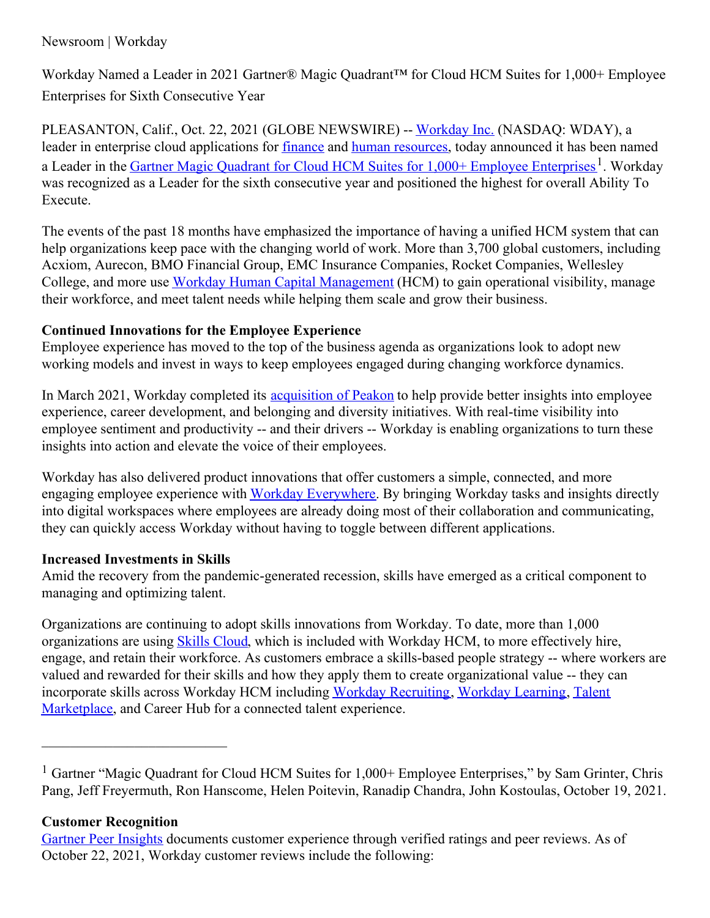Newsroom | Workday

# Workday Named a Leader in 2021 Gartner® Magic Quadrant™ for Cloud HCM Suites for 1,000+ Employee Enterprises for Sixth Consecutive Year

PLEASANTON, Calif., Oct. 22, 2021 (GLOBE NEWSWIRE) -- Workday Inc. (NASDAQ: WDAY), a leader in enterprise cloud applications for finance and human resources, today announced it has been named a Leader in the Gartner Magic Quadrant for Cloud HCM Suites for 1,000+ Employee Enterprises[1]. Workday was recognized as a Leader for the sixth consecutive year and positioned the highest for overall Ability To Execute.

The events of the past 18 months have emphasized the importance of having a unified HCM system that can help organizations keep pace with the changing world of work. More than 3,700 global customers, including Acxiom, Aurecon, BMO Financial Group, EMC Insurance Companies, Rocket Companies, Wellesley College, and more use Workday Human Capital Management (HCM) to gain operational visibility, manage their workforce, and meet talent needs while helping them scale and grow their business.

**Continued Innovations for the Employee Experience**

Employee experience has moved to the top of the business agenda as organizations look to adopt new working models and invest in ways to keep employees engaged during changing workforce dynamics.

In March 2021, Workday completed its acquisition of Peakon to help provide better insights into employee experience, career development, and belonging and diversity initiatives. With real-time visibility into employee sentiment and productivity -- and their drivers -- Workday is enabling organizations to turn these insights into action and elevate the voice of their employees.

Workday has also delivered product innovations that offer customers a simple, connected, and more engaging employee experience with Workday Everywhere. By bringing Workday tasks and insights directly into digital workspaces where employees are already doing most of their collaboration and communicating, they can quickly access Workday without having to toggle between different applications.

**Increased Investments in Skills**

Amid the recovery from the pandemic-generated recession, skills have emerged as a critical component to managing and optimizing talent.

Organizations are continuing to adopt skills innovations from Workday. To date, more than 1,000 organizations are using Skills Cloud, which is included with Workday HCM, to more effectively hire, engage, and retain their workforce. As customers embrace a skills-based people strategy -- where workers are valued and rewarded for their skills and how they apply them to create organizational value -- they can incorporate skills across Workday HCM including Workday Recruiting, Workday Learning, Talent Marketplace, and Career Hub for a connected talent experience.

---

[1] Gartner "Magic Quadrant for Cloud HCM Suites for 1,000+ Employee Enterprises," by Sam Grinter, Chris Pang, Jeff Freyermuth, Ron Hanscome, Helen Poitevin, Ranadip Chandra, John Kostoulas, October 19, 2021.

**Customer Recognition**

Gartner Peer Insights documents customer experience through verified ratings and peer reviews. As of October 22, 2021, Workday customer reviews include the following: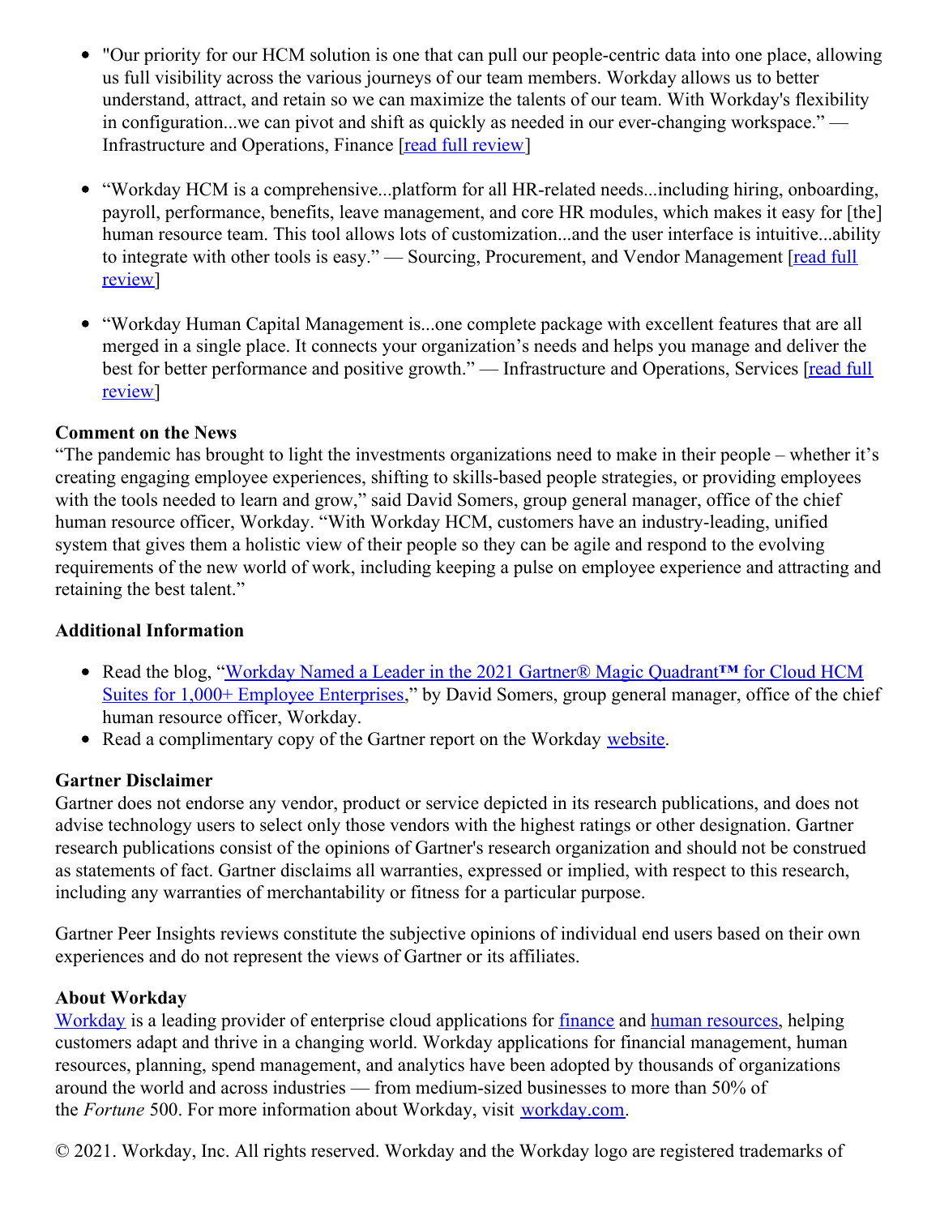- "Our priority for our HCM solution is one that can pull our people-centric data into one place, allowing us full visibility across the various journeys of our team members. Workday allows us to better understand, attract, and retain so we can maximize the talents of our team. With Workday's flexibility in configuration...we can pivot and shift as quickly as needed in our ever-changing workspace." — Infrastructure and Operations, Finance [read full review]

- "Workday HCM is a comprehensive...platform for all HR-related needs...including hiring, onboarding, payroll, performance, benefits, leave management, and core HR modules, which makes it easy for [the] human resource team. This tool allows lots of customization...and the user interface is intuitive...ability to integrate with other tools is easy." — Sourcing, Procurement, and Vendor Management [read full review]

- "Workday Human Capital Management is...one complete package with excellent features that are all merged in a single place. It connects your organization's needs and helps you manage and deliver the best for better performance and positive growth." — Infrastructure and Operations, Services [read full review]

**Comment on the News**

"The pandemic has brought to light the investments organizations need to make in their people – whether it's creating engaging employee experiences, shifting to skills-based people strategies, or providing employees with the tools needed to learn and grow," said David Somers, group general manager, office of the chief human resource officer, Workday. "With Workday HCM, customers have an industry-leading, unified system that gives them a holistic view of their people so they can be agile and respond to the evolving requirements of the new world of work, including keeping a pulse on employee experience and attracting and retaining the best talent."

**Additional Information**

- Read the blog, "Workday Named a Leader in the 2021 Gartner® Magic Quadrant™ for Cloud HCM Suites for 1,000+ Employee Enterprises," by David Somers, group general manager, office of the chief human resource officer, Workday.
- Read a complimentary copy of the Gartner report on the Workday website.

**Gartner Disclaimer**

Gartner does not endorse any vendor, product or service depicted in its research publications, and does not advise technology users to select only those vendors with the highest ratings or other designation. Gartner research publications consist of the opinions of Gartner's research organization and should not be construed as statements of fact. Gartner disclaims all warranties, expressed or implied, with respect to this research, including any warranties of merchantability or fitness for a particular purpose.

Gartner Peer Insights reviews constitute the subjective opinions of individual end users based on their own experiences and do not represent the views of Gartner or its affiliates.

**About Workday**

Workday is a leading provider of enterprise cloud applications for finance and human resources, helping customers adapt and thrive in a changing world. Workday applications for financial management, human resources, planning, spend management, and analytics have been adopted by thousands of organizations around the world and across industries — from medium-sized businesses to more than 50% of the *Fortune* 500. For more information about Workday, visit workday.com.

© 2021. Workday, Inc. All rights reserved. Workday and the Workday logo are registered trademarks of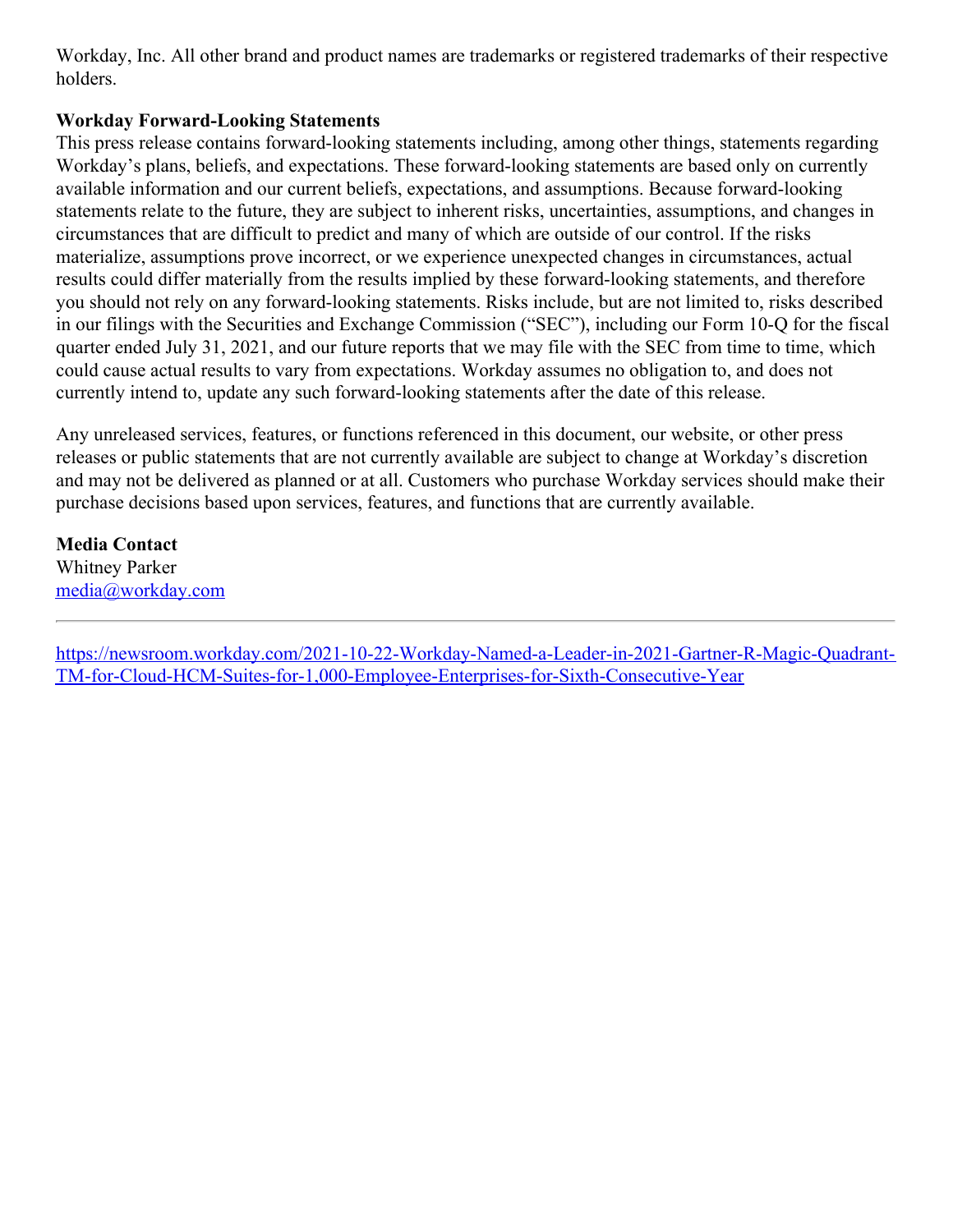Workday, Inc. All other brand and product names are trademarks or registered trademarks of their respective holders.

**Workday Forward-Looking Statements**

This press release contains forward-looking statements including, among other things, statements regarding Workday's plans, beliefs, and expectations. These forward-looking statements are based only on currently available information and our current beliefs, expectations, and assumptions. Because forward-looking statements relate to the future, they are subject to inherent risks, uncertainties, assumptions, and changes in circumstances that are difficult to predict and many of which are outside of our control. If the risks materialize, assumptions prove incorrect, or we experience unexpected changes in circumstances, actual results could differ materially from the results implied by these forward-looking statements, and therefore you should not rely on any forward-looking statements. Risks include, but are not limited to, risks described in our filings with the Securities and Exchange Commission ("SEC"), including our Form 10-Q for the fiscal quarter ended July 31, 2021, and our future reports that we may file with the SEC from time to time, which could cause actual results to vary from expectations. Workday assumes no obligation to, and does not currently intend to, update any such forward-looking statements after the date of this release.

Any unreleased services, features, or functions referenced in this document, our website, or other press releases or public statements that are not currently available are subject to change at Workday's discretion and may not be delivered as planned or at all. Customers who purchase Workday services should make their purchase decisions based upon services, features, and functions that are currently available.

**Media Contact**

Whitney Parker

media@workday.com

---

https://newsroom.workday.com/2021-10-22-Workday-Named-a-Leader-in-2021-Gartner-R-Magic-Quadrant-TM-for-Cloud-HCM-Suites-for-1,000-Employee-Enterprises-for-Sixth-Consecutive-Year